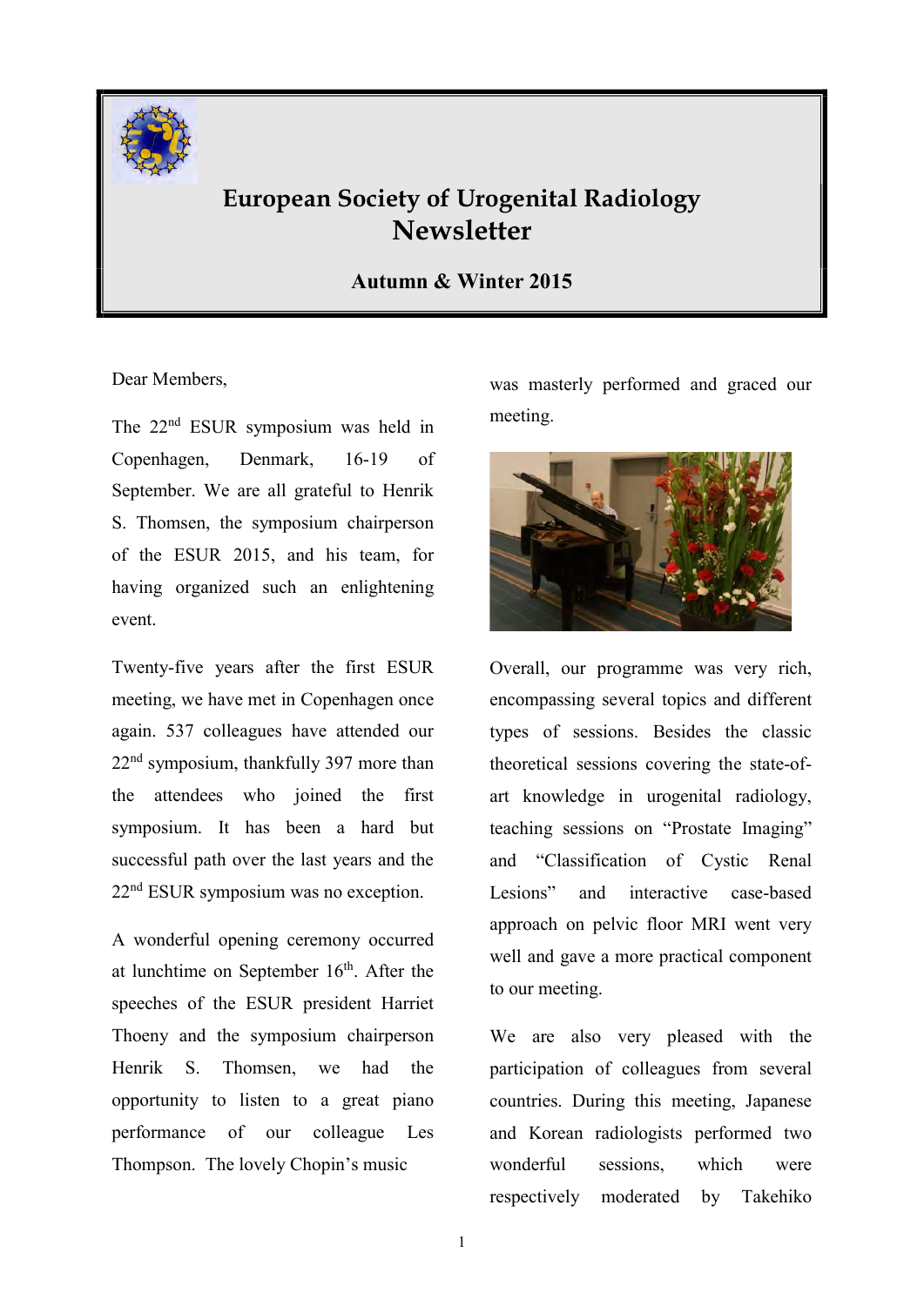# European Society of Urogenital Radiology Newsletter

**Autumn & Winter 2015**

Dear Members,

The 22nd ESUR symposium was held in Copenhagen, Denmark, 16-19 of September. We are all grateful to Henrik S. Thomsen, the symposium chairperson of the ESUR 2015, and his team, for having organized such an enlightening event.

Twenty-five years after the first ESUR meeting, we have met in Copenhagen once again. 537 colleagues have attended our 22nd symposium, thankfully 397 more than the attendees who joined the first symposium. It has been a hard but successful path over the last years and the 22nd ESUR symposium was no exception.

A wonderful opening ceremony occurred at lunchtime on September 16th. After the speeches of the ESUR president Harriet Thoeny and the symposium chairperson Henrik S. Thomsen, we had the opportunity to listen to a great piano performance of our colleague Les Thompson. The lovely Chopin's music was masterly performed and graced our meeting.

Overall, our programme was very rich, encompassing several topics and different types of sessions. Besides the classic theoretical sessions covering the state-of-art knowledge in urogenital radiology, teaching sessions on "Prostate Imaging" and "Classification of Cystic Renal Lesions" and interactive case-based approach on pelvic floor MRI went very well and gave a more practical component to our meeting.

We are also very pleased with the participation of colleagues from several countries. During this meeting, Japanese and Korean radiologists performed two wonderful sessions, which were respectively moderated by Takehiko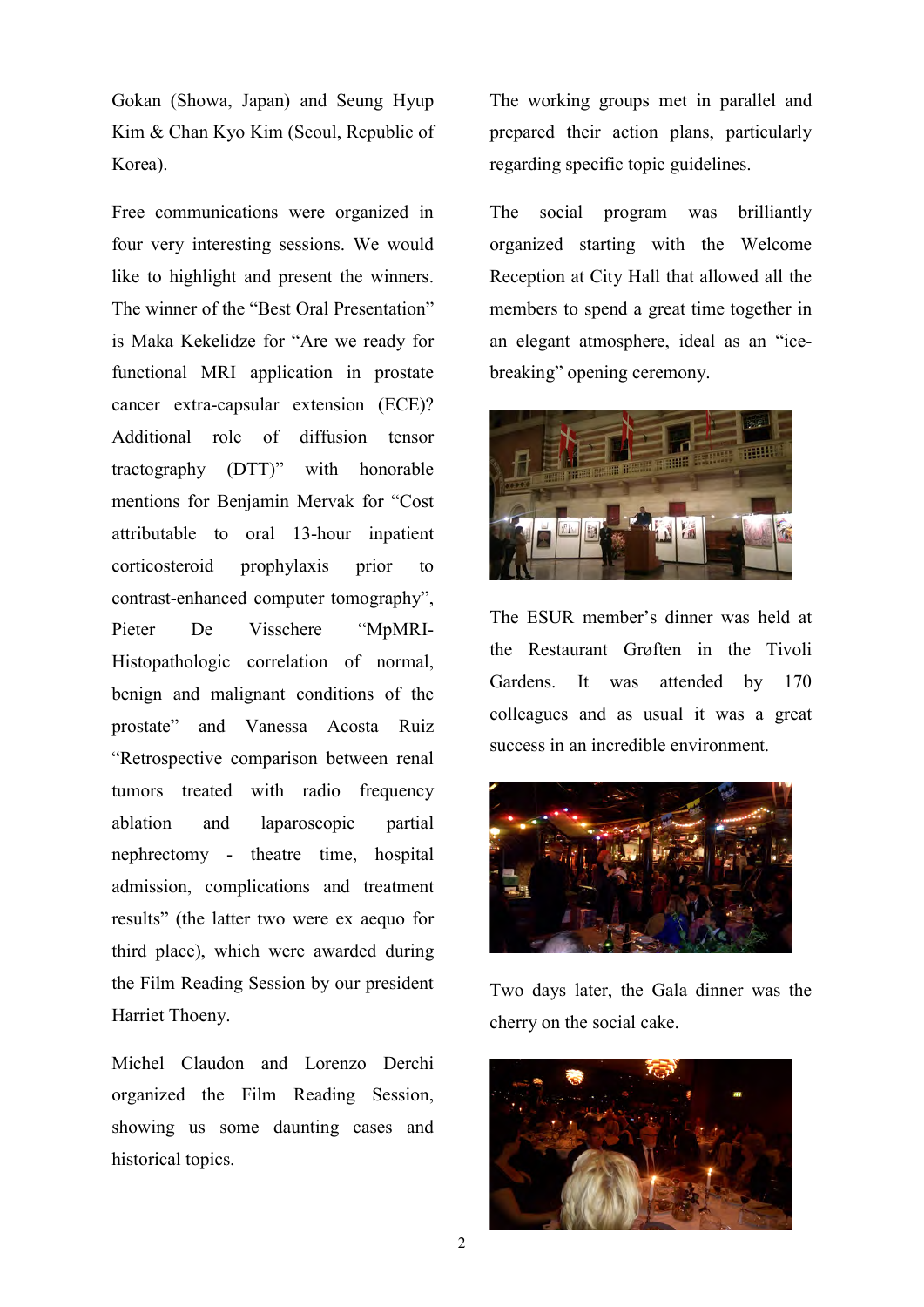Gokan (Showa, Japan) and Seung Hyup Kim & Chan Kyo Kim (Seoul, Republic of Korea).

Free communications were organized in four very interesting sessions. We would like to highlight and present the winners. The winner of the "Best Oral Presentation" is Maka Kekelidze for "Are we ready for functional MRI application in prostate cancer extra-capsular extension (ECE)? Additional role of diffusion tensor tractography (DTT)" with honorable mentions for Benjamin Mervak for "Cost attributable to oral 13-hour inpatient corticosteroid prophylaxis prior to contrast-enhanced computer tomography", Pieter De Visschere "MpMRI-Histopathologic correlation of normal, benign and malignant conditions of the prostate" and Vanessa Acosta Ruiz "Retrospective comparison between renal tumors treated with radio frequency ablation and laparoscopic partial nephrectomy - theatre time, hospital admission, complications and treatment results" (the latter two were ex aequo for third place), which were awarded during the Film Reading Session by our president Harriet Thoeny.

Michel Claudon and Lorenzo Derchi organized the Film Reading Session, showing us some daunting cases and historical topics.

The working groups met in parallel and prepared their action plans, particularly regarding specific topic guidelines.

The social program was brilliantly organized starting with the Welcome Reception at City Hall that allowed all the members to spend a great time together in an elegant atmosphere, ideal as an "ice-breaking" opening ceremony.

The ESUR member's dinner was held at the Restaurant Grøften in the Tivoli Gardens. It was attended by 170 colleagues and as usual it was a great success in an incredible environment.

Two days later, the Gala dinner was the cherry on the social cake.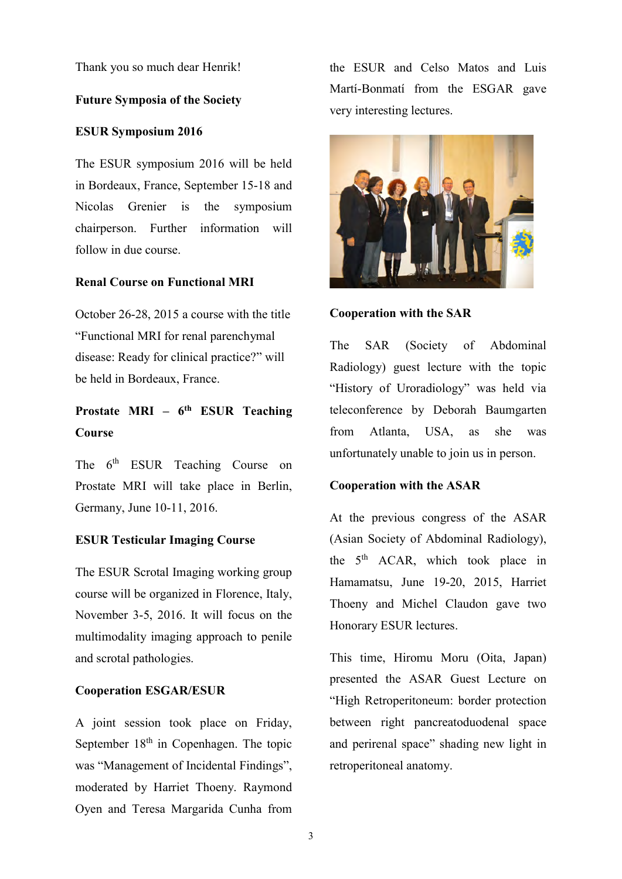Thank you so much dear Henrik!

## Future Symposia of the Society

### ESUR Symposium 2016

The ESUR symposium 2016 will be held in Bordeaux, France, September 15-18 and Nicolas Grenier is the symposium chairperson. Further information will follow in due course.

### Renal Course on Functional MRI

October 26-28, 2015 a course with the title “Functional MRI for renal parenchymal disease: Ready for clinical practice?” will be held in Bordeaux, France.

### Prostate MRI – 6th ESUR Teaching Course

The 6th ESUR Teaching Course on Prostate MRI will take place in Berlin, Germany, June 10-11, 2016.

### ESUR Testicular Imaging Course

The ESUR Scrotal Imaging working group course will be organized in Florence, Italy, November 3-5, 2016. It will focus on the multimodality imaging approach to penile and scrotal pathologies.

### Cooperation ESGAR/ESUR

A joint session took place on Friday, September 18th in Copenhagen. The topic was “Management of Incidental Findings”, moderated by Harriet Thoeny. Raymond Oyen and Teresa Margarida Cunha from the ESUR and Celso Matos and Luis Martí-Bonmatí from the ESGAR gave very interesting lectures.

### Cooperation with the SAR

The SAR (Society of Abdominal Radiology) guest lecture with the topic “History of Uroradiology” was held via teleconference by Deborah Baumgarten from Atlanta, USA, as she was unfortunately unable to join us in person.

### Cooperation with the ASAR

At the previous congress of the ASAR (Asian Society of Abdominal Radiology), the 5th ACAR, which took place in Hamamatsu, June 19-20, 2015, Harriet Thoeny and Michel Claudon gave two Honorary ESUR lectures.

This time, Hiromu Moru (Oita, Japan) presented the ASAR Guest Lecture on “High Retroperitoneum: border protection between right pancreatoduodenal space and perirenal space” shading new light in retroperitoneal anatomy.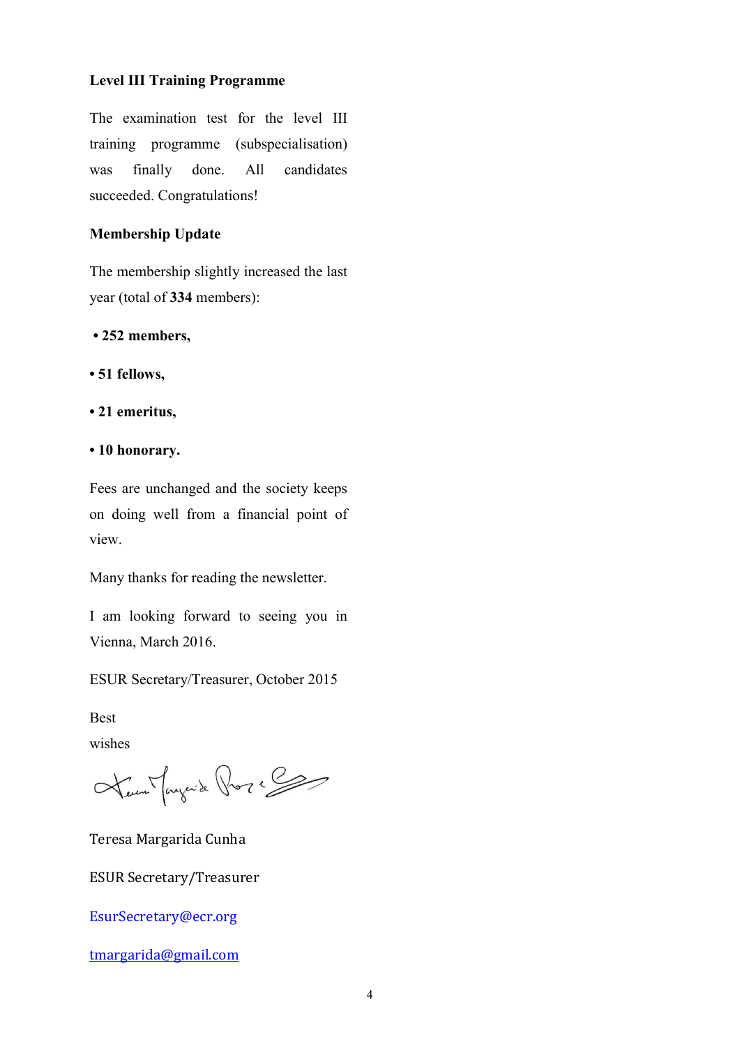**Level III Training Programme**

The examination test for the level III training programme (subspecialisation) was finally done. All candidates succeeded. Congratulations!

**Membership Update**

The membership slightly increased the last year (total of **334** members):

- **252 members,**
- **51 fellows,**
- **21 emeritus,**
- **10 honorary.**

Fees are unchanged and the society keeps on doing well from a financial point of view.

Many thanks for reading the newsletter.

I am looking forward to seeing you in Vienna, March 2016.

ESUR Secretary/Treasurer, October 2015

Best wishes

Teresa Margarida Cunha

ESUR Secretary/Treasurer

EsurSecretary@ecr.org

tmargarida@gmail.com